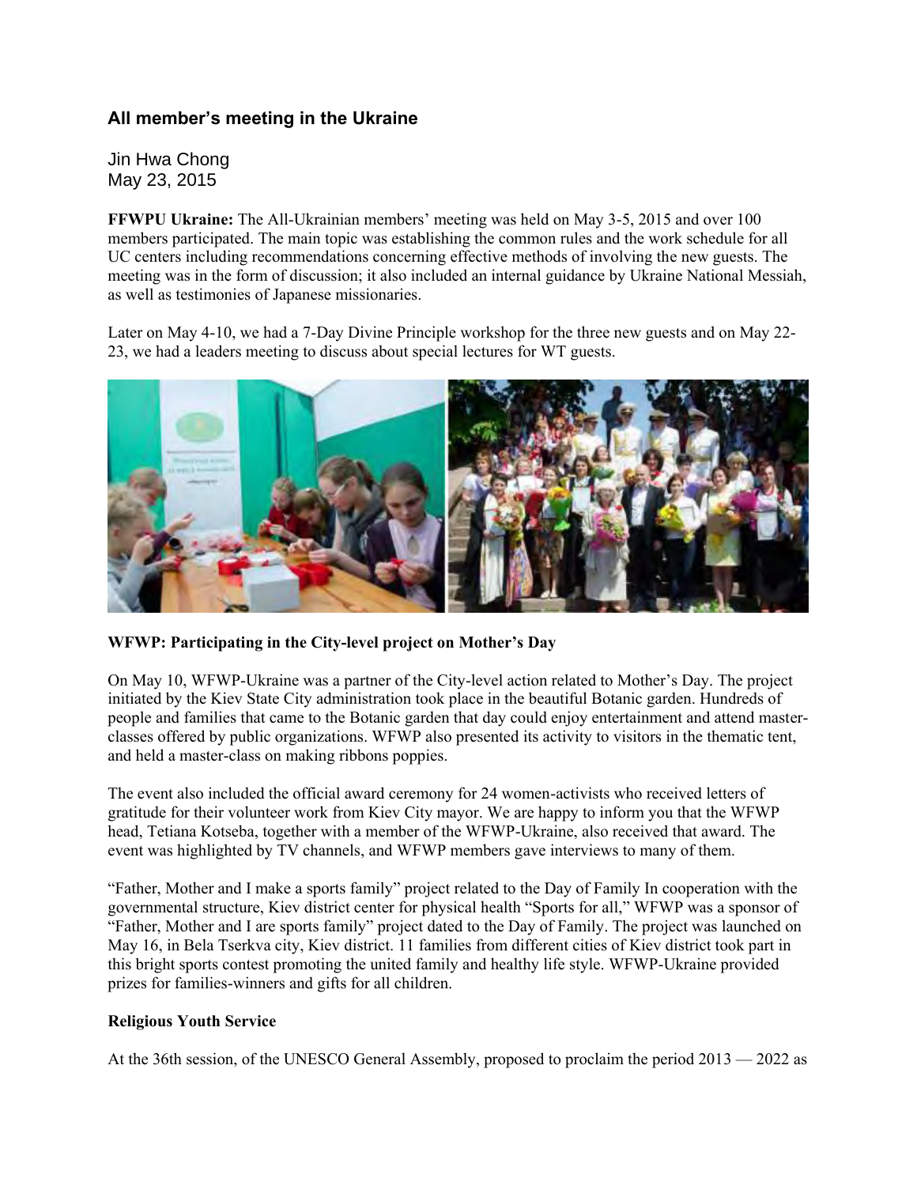## All member's meeting in the Ukraine

Jin Hwa Chong
May 23, 2015

**FFWPU Ukraine:** The All-Ukrainian members' meeting was held on May 3-5, 2015 and over 100 members participated. The main topic was establishing the common rules and the work schedule for all UC centers including recommendations concerning effective methods of involving the new guests. The meeting was in the form of discussion; it also included an internal guidance by Ukraine National Messiah, as well as testimonies of Japanese missionaries.

Later on May 4-10, we had a 7-Day Divine Principle workshop for the three new guests and on May 22-23, we had a leaders meeting to discuss about special lectures for WT guests.

**WFWP: Participating in the City-level project on Mother's Day**

On May 10, WFWP-Ukraine was a partner of the City-level action related to Mother's Day. The project initiated by the Kiev State City administration took place in the beautiful Botanic garden. Hundreds of people and families that came to the Botanic garden that day could enjoy entertainment and attend master-classes offered by public organizations. WFWP also presented its activity to visitors in the thematic tent, and held a master-class on making ribbons poppies.

The event also included the official award ceremony for 24 women-activists who received letters of gratitude for their volunteer work from Kiev City mayor. We are happy to inform you that the WFWP head, Tetiana Kotseba, together with a member of the WFWP-Ukraine, also received that award. The event was highlighted by TV channels, and WFWP members gave interviews to many of them.

"Father, Mother and I make a sports family" project related to the Day of Family In cooperation with the governmental structure, Kiev district center for physical health "Sports for all," WFWP was a sponsor of "Father, Mother and I are sports family" project dated to the Day of Family. The project was launched on May 16, in Bela Tserkva city, Kiev district. 11 families from different cities of Kiev district took part in this bright sports contest promoting the united family and healthy life style. WFWP-Ukraine provided prizes for families-winners and gifts for all children.

**Religious Youth Service**

At the 36th session, of the UNESCO General Assembly, proposed to proclaim the period 2013 — 2022 as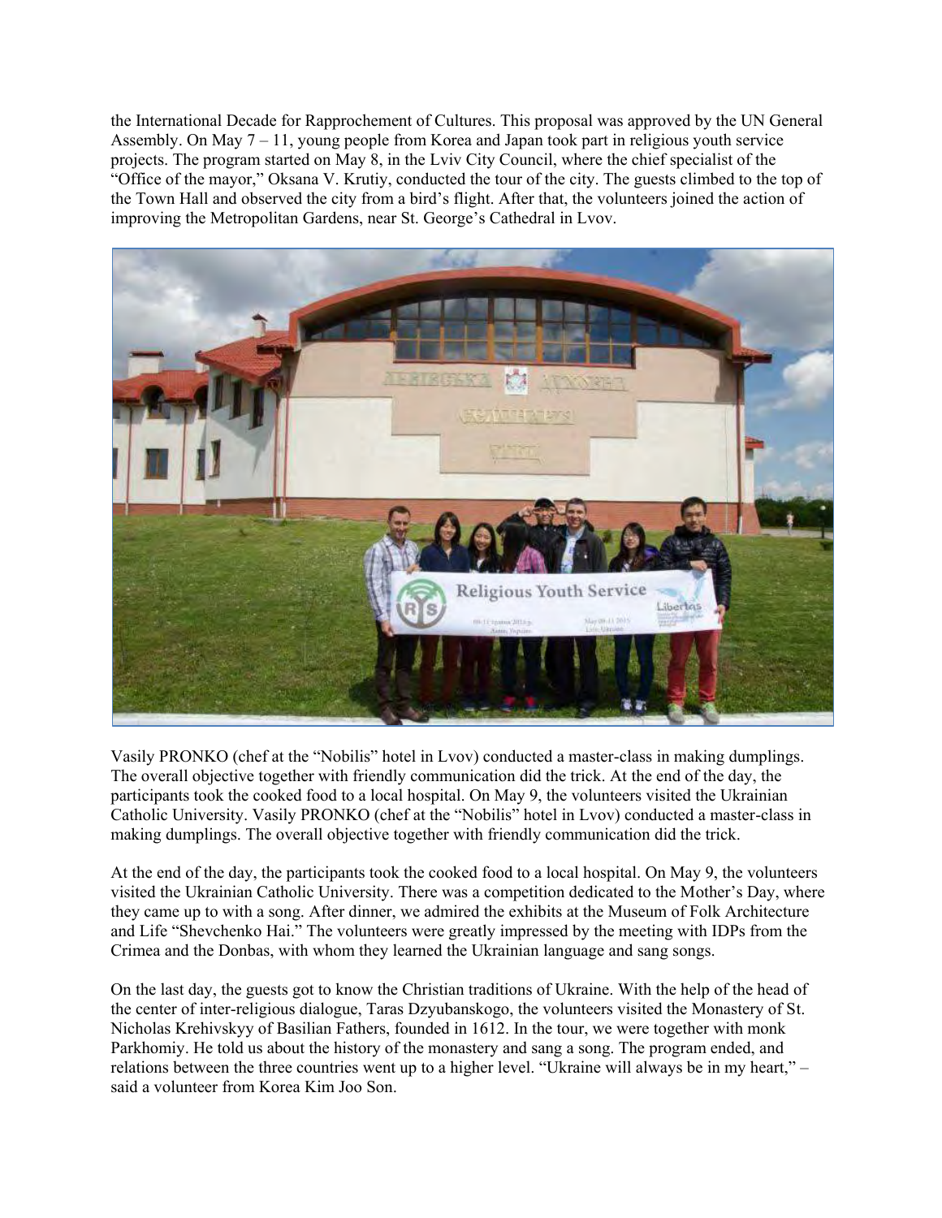the International Decade for Rapprochement of Cultures. This proposal was approved by the UN General Assembly. On May 7 – 11, young people from Korea and Japan took part in religious youth service projects. The program started on May 8, in the Lviv City Council, where the chief specialist of the "Office of the mayor," Oksana V. Krutiy, conducted the tour of the city. The guests climbed to the top of the Town Hall and observed the city from a bird's flight. After that, the volunteers joined the action of improving the Metropolitan Gardens, near St. George's Cathedral in Lvov.

Vasily PRONKO (chef at the "Nobilis" hotel in Lvov) conducted a master-class in making dumplings. The overall objective together with friendly communication did the trick. At the end of the day, the participants took the cooked food to a local hospital. On May 9, the volunteers visited the Ukrainian Catholic University. Vasily PRONKO (chef at the "Nobilis" hotel in Lvov) conducted a master-class in making dumplings. The overall objective together with friendly communication did the trick.

At the end of the day, the participants took the cooked food to a local hospital. On May 9, the volunteers visited the Ukrainian Catholic University. There was a competition dedicated to the Mother's Day, where they came up to with a song. After dinner, we admired the exhibits at the Museum of Folk Architecture and Life "Shevchenko Hai." The volunteers were greatly impressed by the meeting with IDPs from the Crimea and the Donbas, with whom they learned the Ukrainian language and sang songs.

On the last day, the guests got to know the Christian traditions of Ukraine. With the help of the head of the center of inter-religious dialogue, Taras Dzyubanskogo, the volunteers visited the Monastery of St. Nicholas Krehivskyy of Basilian Fathers, founded in 1612. In the tour, we were together with monk Parkhomiy. He told us about the history of the monastery and sang a song. The program ended, and relations between the three countries went up to a higher level. "Ukraine will always be in my heart," – said a volunteer from Korea Kim Joo Son.